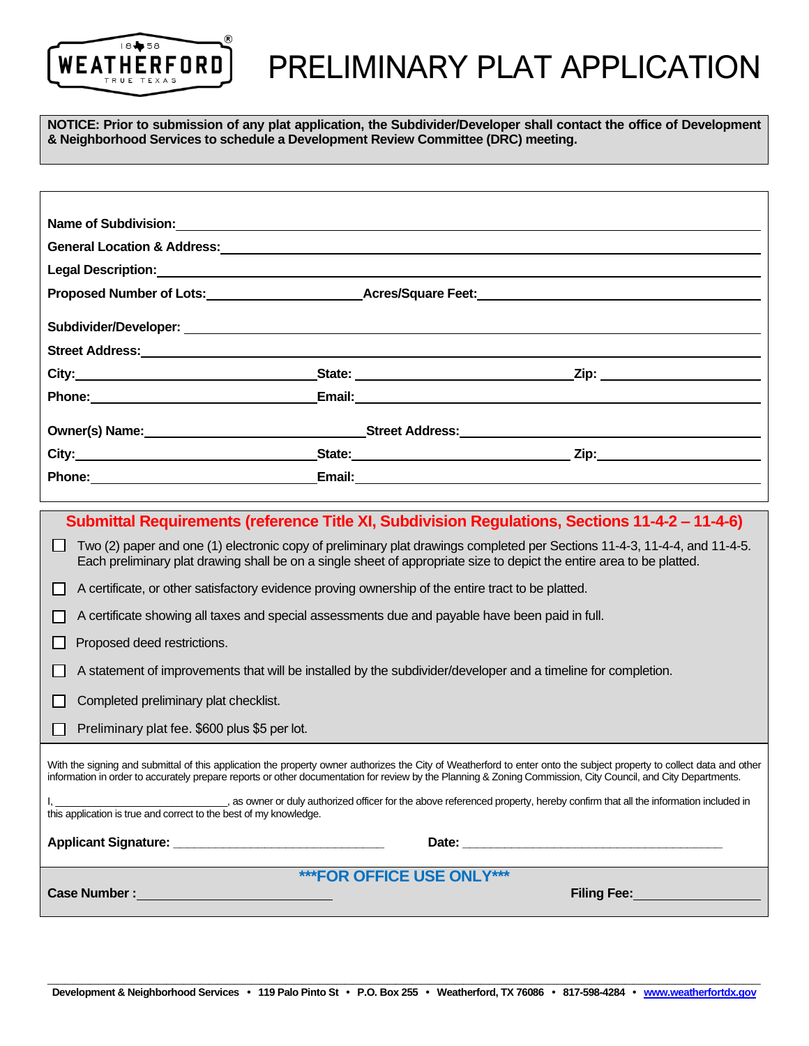# PRELIMINARY PLAT APPLICATION

**NOTICE: Prior to submission of any plat application, the Subdivider/Developer shall contact the office of Development & Neighborhood Services to schedule a Development Review Committee (DRC) meeting.**

**Name of Subdivision:** ______________________________

**General Location & Address:** ______________________________

**Legal Description:** ______________________________

**Proposed Number of Lots:** ______________ **Acres/Square Feet:** ______________

**Subdivider/Developer:** ______________________________

**Street Address:** ______________________________

**City:** ______________ **State:** ______________ **Zip:** ______________

**Phone:** ______________ **Email:** ______________

**Owner(s) Name:** ______________ **Street Address:** ______________

**City:** ______________ **State:** ______________ **Zip:** ______________

**Phone:** ______________ **Email:** ______________

## Submittal Requirements (reference Title XI, Subdivision Regulations, Sections 11-4-2 – 11-4-6)

- ☐ Two (2) paper and one (1) electronic copy of preliminary plat drawings completed per Sections 11-4-3, 11-4-4, and 11-4-5. Each preliminary plat drawing shall be on a single sheet of appropriate size to depict the entire area to be platted.
- ☐ A certificate, or other satisfactory evidence proving ownership of the entire tract to be platted.
- ☐ A certificate showing all taxes and special assessments due and payable have been paid in full.
- ☐ Proposed deed restrictions.
- ☐ A statement of improvements that will be installed by the subdivider/developer and a timeline for completion.
- ☐ Completed preliminary plat checklist.
- ☐ Preliminary plat fee. $600 plus $5 per lot.

With the signing and submittal of this application the property owner authorizes the City of Weatherford to enter onto the subject property to collect data and other information in order to accurately prepare reports or other documentation for review by the Planning & Zoning Commission, City Council, and City Departments.

I, ______________________, as owner or duly authorized officer for the above referenced property, hereby confirm that all the information included in this application is true and correct to the best of my knowledge.

**Applicant Signature:** ______________________ **Date:** ______________________

**\*\*\*FOR OFFICE USE ONLY\*\*\***

**Case Number :** ______________ **Filing Fee:** ______________

Development & Neighborhood Services • 119 Palo Pinto St • P.O. Box 255 • Weatherford, TX 76086 • 817-598-4284 • www.weatherfordtx.gov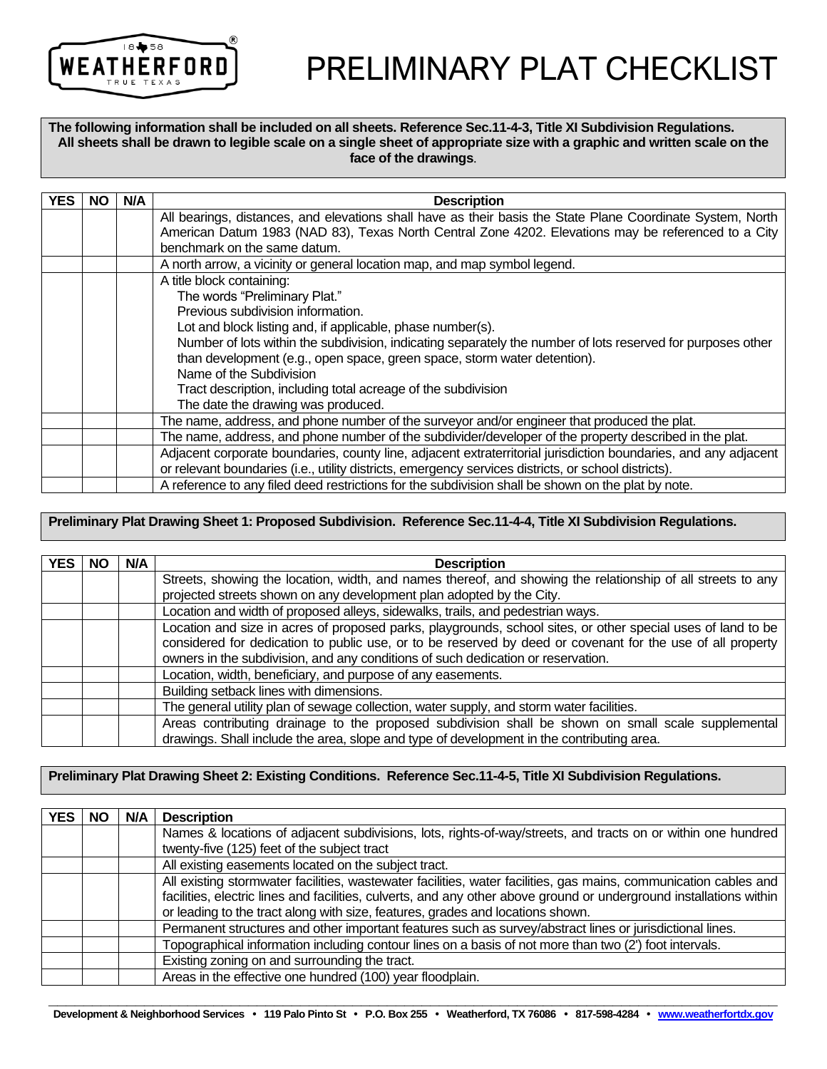# PRELIMINARY PLAT CHECKLIST

**The following information shall be included on all sheets. Reference Sec.11-4-3, Title XI Subdivision Regulations. All sheets shall be drawn to legible scale on a single sheet of appropriate size with a graphic and written scale on the face of the drawings.**

| YES | NO | N/A | Description |
|---|---|---|---|
| | | | All bearings, distances, and elevations shall have as their basis the State Plane Coordinate System, North American Datum 1983 (NAD 83), Texas North Central Zone 4202. Elevations may be referenced to a City benchmark on the same datum. |
| | | | A north arrow, a vicinity or general location map, and map symbol legend. |
| | | | A title block containing:<br>The words "Preliminary Plat."<br>Previous subdivision information.<br>Lot and block listing and, if applicable, phase number(s).<br>Number of lots within the subdivision, indicating separately the number of lots reserved for purposes other than development (e.g., open space, green space, storm water detention).<br>Name of the Subdivision<br>Tract description, including total acreage of the subdivision<br>The date the drawing was produced. |
| | | | The name, address, and phone number of the surveyor and/or engineer that produced the plat. |
| | | | The name, address, and phone number of the subdivider/developer of the property described in the plat. |
| | | | Adjacent corporate boundaries, county line, adjacent extraterritorial jurisdiction boundaries, and any adjacent or relevant boundaries (i.e., utility districts, emergency services districts, or school districts). |
| | | | A reference to any filed deed restrictions for the subdivision shall be shown on the plat by note. |

**Preliminary Plat Drawing Sheet 1: Proposed Subdivision. Reference Sec.11-4-4, Title XI Subdivision Regulations.**

| YES | NO | N/A | Description |
|---|---|---|---|
| | | | Streets, showing the location, width, and names thereof, and showing the relationship of all streets to any projected streets shown on any development plan adopted by the City. |
| | | | Location and width of proposed alleys, sidewalks, trails, and pedestrian ways. |
| | | | Location and size in acres of proposed parks, playgrounds, school sites, or other special uses of land to be considered for dedication to public use, or to be reserved by deed or covenant for the use of all property owners in the subdivision, and any conditions of such dedication or reservation. |
| | | | Location, width, beneficiary, and purpose of any easements. |
| | | | Building setback lines with dimensions. |
| | | | The general utility plan of sewage collection, water supply, and storm water facilities. |
| | | | Areas contributing drainage to the proposed subdivision shall be shown on small scale supplemental drawings. Shall include the area, slope and type of development in the contributing area. |

**Preliminary Plat Drawing Sheet 2: Existing Conditions. Reference Sec.11-4-5, Title XI Subdivision Regulations.**

| YES | NO | N/A | Description |
|---|---|---|---|
| | | | Names & locations of adjacent subdivisions, lots, rights-of-way/streets, and tracts on or within one hundred twenty-five (125) feet of the subject tract |
| | | | All existing easements located on the subject tract. |
| | | | All existing stormwater facilities, wastewater facilities, water facilities, gas mains, communication cables and facilities, electric lines and facilities, culverts, and any other above ground or underground installations within or leading to the tract along with size, features, grades and locations shown. |
| | | | Permanent structures and other important features such as survey/abstract lines or jurisdictional lines. |
| | | | Topographical information including contour lines on a basis of not more than two (2') foot intervals. |
| | | | Existing zoning on and surrounding the tract. |
| | | | Areas in the effective one hundred (100) year floodplain. |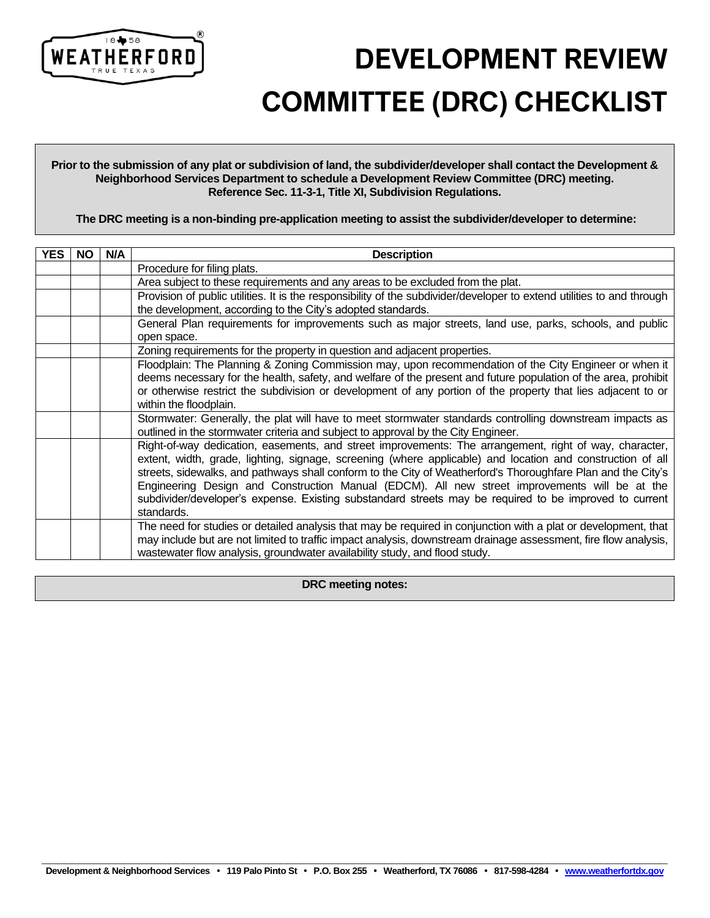# DEVELOPMENT REVIEW COMMITTEE (DRC) CHECKLIST

**Prior to the submission of any plat or subdivision of land, the subdivider/developer shall contact the Development & Neighborhood Services Department to schedule a Development Review Committee (DRC) meeting. Reference Sec. 11-3-1, Title XI, Subdivision Regulations.**

**The DRC meeting is a non-binding pre-application meeting to assist the subdivider/developer to determine:**

| YES | NO | N/A | Description |
|---|---|---|---|
| | | | Procedure for filing plats. |
| | | | Area subject to these requirements and any areas to be excluded from the plat. |
| | | | Provision of public utilities. It is the responsibility of the subdivider/developer to extend utilities to and through the development, according to the City's adopted standards. |
| | | | General Plan requirements for improvements such as major streets, land use, parks, schools, and public open space. |
| | | | Zoning requirements for the property in question and adjacent properties. |
| | | | Floodplain: The Planning & Zoning Commission may, upon recommendation of the City Engineer or when it deems necessary for the health, safety, and welfare of the present and future population of the area, prohibit or otherwise restrict the subdivision or development of any portion of the property that lies adjacent to or within the floodplain. |
| | | | Stormwater: Generally, the plat will have to meet stormwater standards controlling downstream impacts as outlined in the stormwater criteria and subject to approval by the City Engineer. |
| | | | Right-of-way dedication, easements, and street improvements: The arrangement, right of way, character, extent, width, grade, lighting, signage, screening (where applicable) and location and construction of all streets, sidewalks, and pathways shall conform to the City of Weatherford's Thoroughfare Plan and the City's Engineering Design and Construction Manual (EDCM). All new street improvements will be at the subdivider/developer's expense. Existing substandard streets may be required to be improved to current standards. |
| | | | The need for studies or detailed analysis that may be required in conjunction with a plat or development, that may include but are not limited to traffic impact analysis, downstream drainage assessment, fire flow analysis, wastewater flow analysis, groundwater availability study, and flood study. |

**DRC meeting notes:**

Development & Neighborhood Services • 119 Palo Pinto St • P.O. Box 255 • Weatherford, TX 76086 • 817-598-4284 • www.weatherfortdx.gov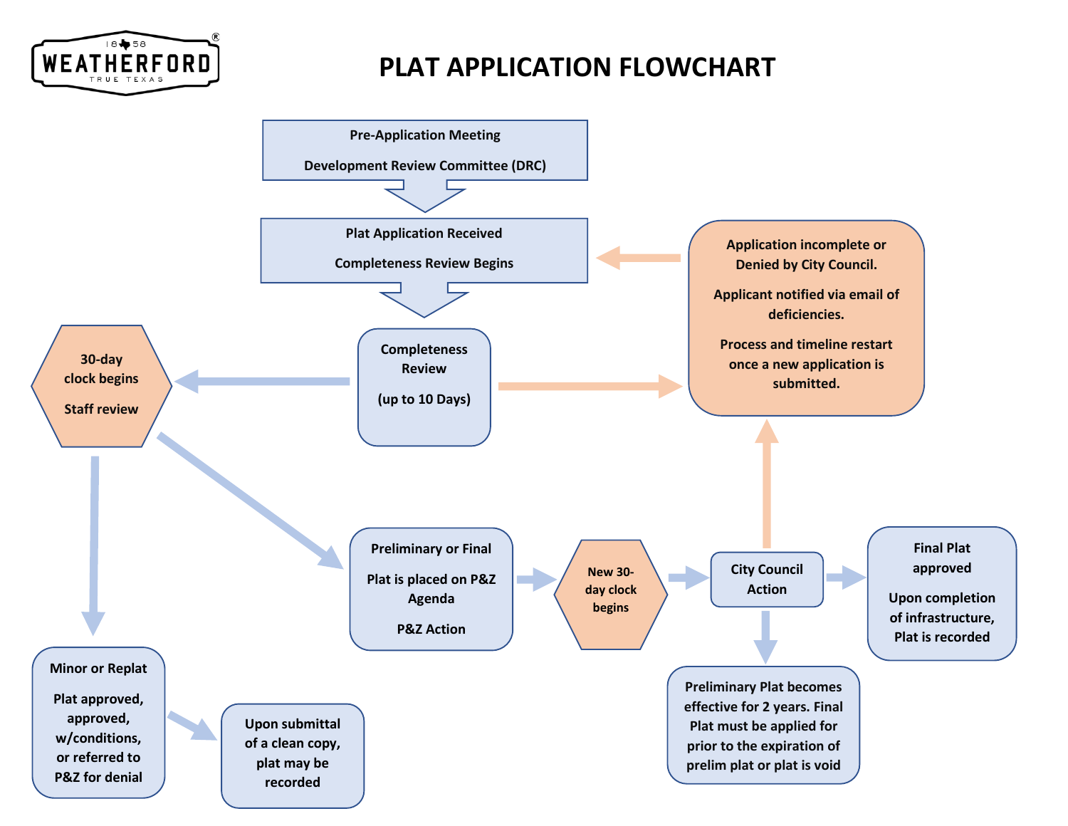# PLAT APPLICATION FLOWCHART

Pre-Application Meeting

Development Review Committee (DRC)

Plat Application Received

Completeness Review Begins

Completeness Review

(up to 10 Days)

Application incomplete or Denied by City Council.

Applicant notified via email of deficiencies.

Process and timeline restart once a new application is submitted.

30-day clock begins

Staff review

Preliminary or Final Plat is placed on P&Z Agenda

P&Z Action

New 30-day clock begins

City Council Action

Final Plat approved

Upon completion of infrastructure, Plat is recorded

Preliminary Plat becomes effective for 2 years. Final Plat must be applied for prior to the expiration of prelim plat or plat is void

Minor or Replat

Plat approved, approved, w/conditions, or referred to P&Z for denial

Upon submittal of a clean copy, plat may be recorded